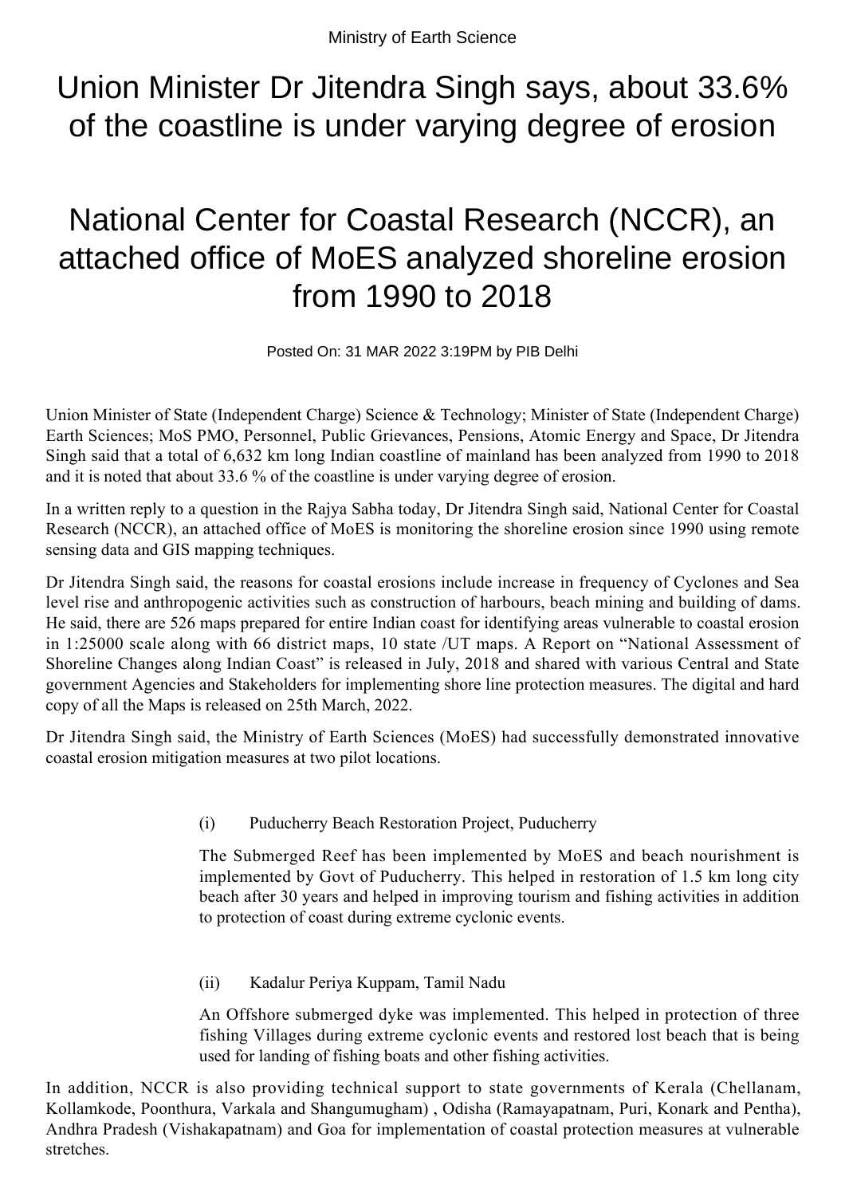Ministry of Earth Science

# Union Minister Dr Jitendra Singh says, about 33.6% of the coastline is under varying degree of erosion

# National Center for Coastal Research (NCCR), an attached office of MoES analyzed shoreline erosion from 1990 to 2018

Posted On: 31 MAR 2022 3:19PM by PIB Delhi

Union Minister of State (Independent Charge) Science & Technology; Minister of State (Independent Charge) Earth Sciences; MoS PMO, Personnel, Public Grievances, Pensions, Atomic Energy and Space, Dr Jitendra Singh said that a total of 6,632 km long Indian coastline of mainland has been analyzed from 1990 to 2018 and it is noted that about 33.6 % of the coastline is under varying degree of erosion.

In a written reply to a question in the Rajya Sabha today, Dr Jitendra Singh said, National Center for Coastal Research (NCCR), an attached office of MoES is monitoring the shoreline erosion since 1990 using remote sensing data and GIS mapping techniques.

Dr Jitendra Singh said, the reasons for coastal erosions include increase in frequency of Cyclones and Sea level rise and anthropogenic activities such as construction of harbours, beach mining and building of dams. He said, there are 526 maps prepared for entire Indian coast for identifying areas vulnerable to coastal erosion in 1:25000 scale along with 66 district maps, 10 state /UT maps. A Report on "National Assessment of Shoreline Changes along Indian Coast" is released in July, 2018 and shared with various Central and State government Agencies and Stakeholders for implementing shore line protection measures. The digital and hard copy of all the Maps is released on 25th March, 2022.

Dr Jitendra Singh said, the Ministry of Earth Sciences (MoES) had successfully demonstrated innovative coastal erosion mitigation measures at two pilot locations.

(i) Puducherry Beach Restoration Project, Puducherry

The Submerged Reef has been implemented by MoES and beach nourishment is implemented by Govt of Puducherry. This helped in restoration of 1.5 km long city beach after 30 years and helped in improving tourism and fishing activities in addition to protection of coast during extreme cyclonic events.

(ii) Kadalur Periya Kuppam, Tamil Nadu

An Offshore submerged dyke was implemented. This helped in protection of three fishing Villages during extreme cyclonic events and restored lost beach that is being used for landing of fishing boats and other fishing activities.

In addition, NCCR is also providing technical support to state governments of Kerala (Chellanam, Kollamkode, Poonthura, Varkala and Shangumugham) , Odisha (Ramayapatnam, Puri, Konark and Pentha), Andhra Pradesh (Vishakapatnam) and Goa for implementation of coastal protection measures at vulnerable stretches.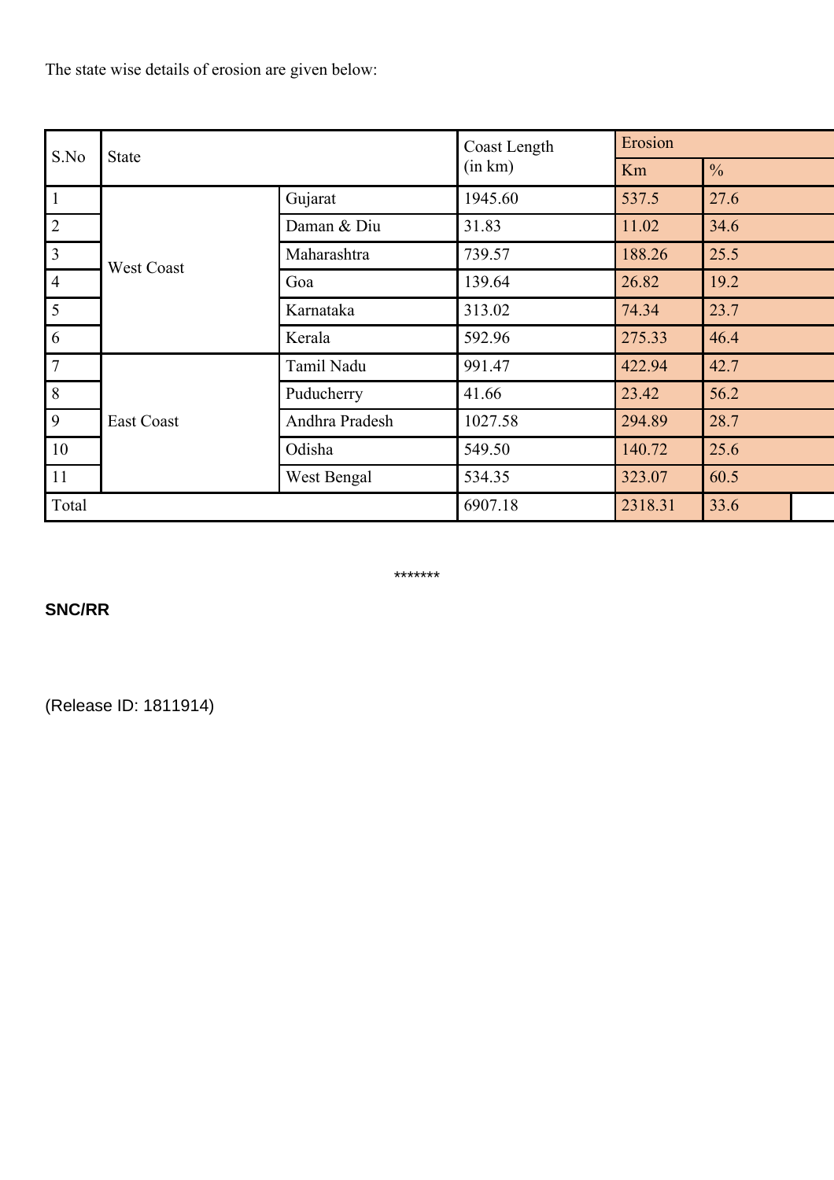The state wise details of erosion are given below:

| S.No | State | | Coast Length (in km) | Erosion | |
|---|---|---|---|---|---|
| | | | | Km | % |
| 1 | West Coast | Gujarat | 1945.60 | 537.5 | 27.6 |
| 2 | | Daman & Diu | 31.83 | 11.02 | 34.6 |
| 3 | | Maharashtra | 739.57 | 188.26 | 25.5 |
| 4 | | Goa | 139.64 | 26.82 | 19.2 |
| 5 | | Karnataka | 313.02 | 74.34 | 23.7 |
| 6 | | Kerala | 592.96 | 275.33 | 46.4 |
| 7 | East Coast | Tamil Nadu | 991.47 | 422.94 | 42.7 |
| 8 | | Puducherry | 41.66 | 23.42 | 56.2 |
| 9 | | Andhra Pradesh | 1027.58 | 294.89 | 28.7 |
| 10 | | Odisha | 549.50 | 140.72 | 25.6 |
| 11 | | West Bengal | 534.35 | 323.07 | 60.5 |
| Total | | | 6907.18 | 2318.31 | 33.6 |

*******

**SNC/RR**

(Release ID: 1811914)